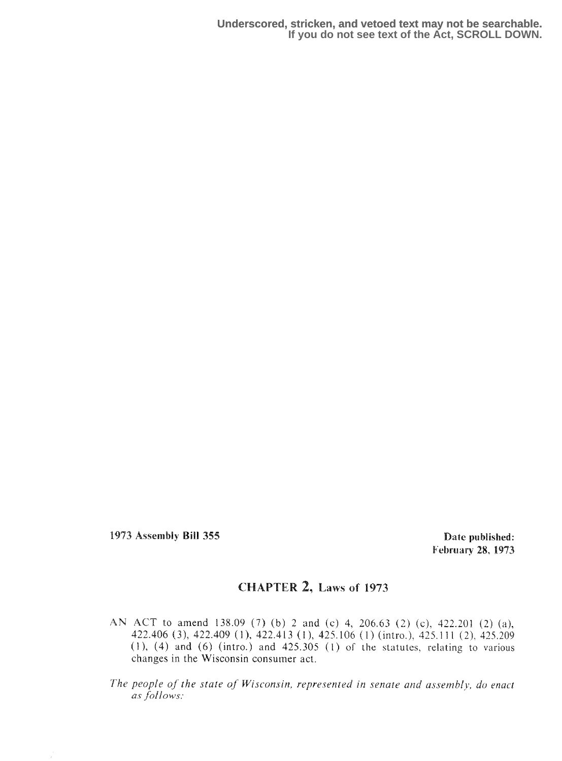Underscored, stricken, and vetoed text may not be searchable.
If you do not see text of the Act, SCROLL DOWN.

**1973 Assembly Bill 355**

**Date published: February 28, 1973**

# CHAPTER 2, Laws of 1973

AN ACT to amend 138.09 (7) (b) 2 and (c) 4, 206.63 (2) (c), 422.201 (2) (a), 422.406 (3), 422.409 (1), 422.413 (1), 425.106 (1) (intro.), 425.111 (2), 425.209 (1), (4) and (6) (intro.) and 425.305 (1) of the statutes, relating to various changes in the Wisconsin consumer act.

*The people of the state of Wisconsin, represented in senate and assembly, do enact as follows:*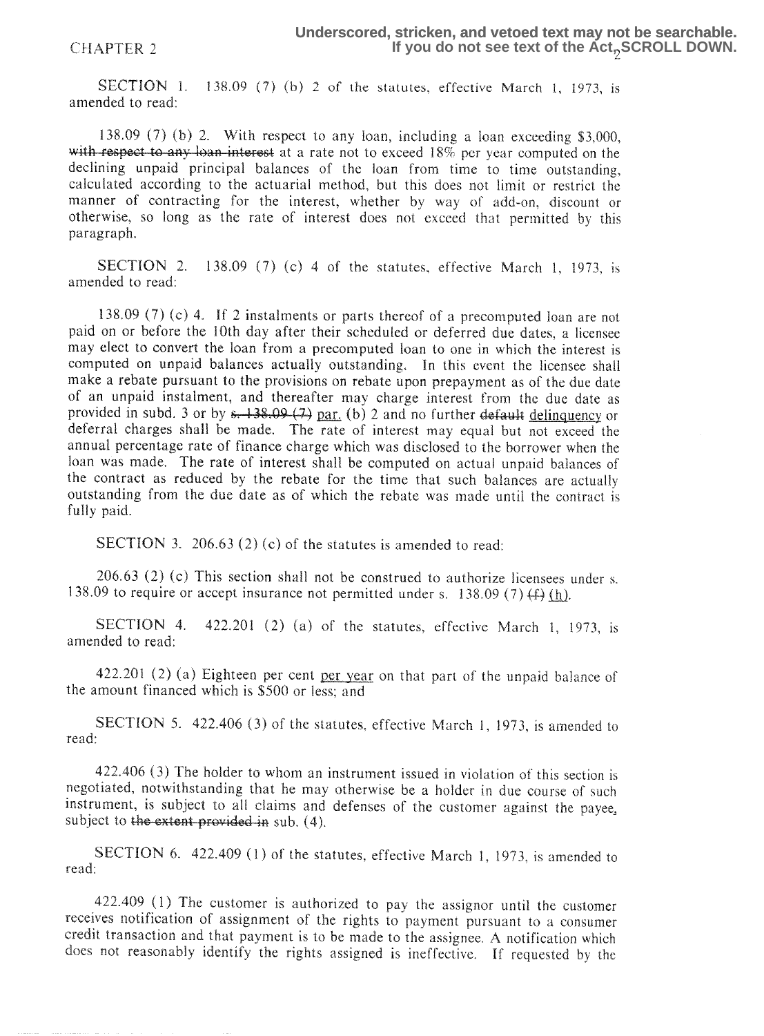SECTION 1. 138.09 (7) (b) 2 of the statutes, effective March 1, 1973, is amended to read:

138.09 (7) (b) 2. With respect to any loan, including a loan exceeding $3,000, ~~with respect to any loan interest~~ at a rate not to exceed 18% per year computed on the declining unpaid principal balances of the loan from time to time outstanding, calculated according to the actuarial method, but this does not limit or restrict the manner of contracting for the interest, whether by way of add-on, discount or otherwise, so long as the rate of interest does not exceed that permitted by this paragraph.

SECTION 2. 138.09 (7) (c) 4 of the statutes, effective March 1, 1973, is amended to read:

138.09 (7) (c) 4. If 2 instalments or parts thereof of a precomputed loan are not paid on or before the 10th day after their scheduled or deferred due dates, a licensee may elect to convert the loan from a precomputed loan to one in which the interest is computed on unpaid balances actually outstanding. In this event the licensee shall make a rebate pursuant to the provisions on rebate upon prepayment as of the due date of an unpaid instalment, and thereafter may charge interest from the due date as provided in subd. 3 or by ~~s. 138.09 (7)~~ par. (b) 2 and no further ~~default~~ delinquency or deferral charges shall be made. The rate of interest may equal but not exceed the annual percentage rate of finance charge which was disclosed to the borrower when the loan was made. The rate of interest shall be computed on actual unpaid balances of the contract as reduced by the rebate for the time that such balances are actually outstanding from the due date as of which the rebate was made until the contract is fully paid.

SECTION 3. 206.63 (2) (c) of the statutes is amended to read:

206.63 (2) (c) This section shall not be construed to authorize licensees under s. 138.09 to require or accept insurance not permitted under s. 138.09 (7) ~~(f)~~ (h).

SECTION 4. 422.201 (2) (a) of the statutes, effective March 1, 1973, is amended to read:

422.201 (2) (a) Eighteen per cent per year on that part of the unpaid balance of the amount financed which is $500 or less; and

SECTION 5. 422.406 (3) of the statutes, effective March 1, 1973, is amended to read:

422.406 (3) The holder to whom an instrument issued in violation of this section is negotiated, notwithstanding that he may otherwise be a holder in due course of such instrument, is subject to all claims and defenses of the customer against the payee, subject to ~~the extent provided in~~ sub. (4).

SECTION 6. 422.409 (1) of the statutes, effective March 1, 1973, is amended to read:

422.409 (1) The customer is authorized to pay the assignor until the customer receives notification of assignment of the rights to payment pursuant to a consumer credit transaction and that payment is to be made to the assignee. A notification which does not reasonably identify the rights assigned is ineffective. If requested by the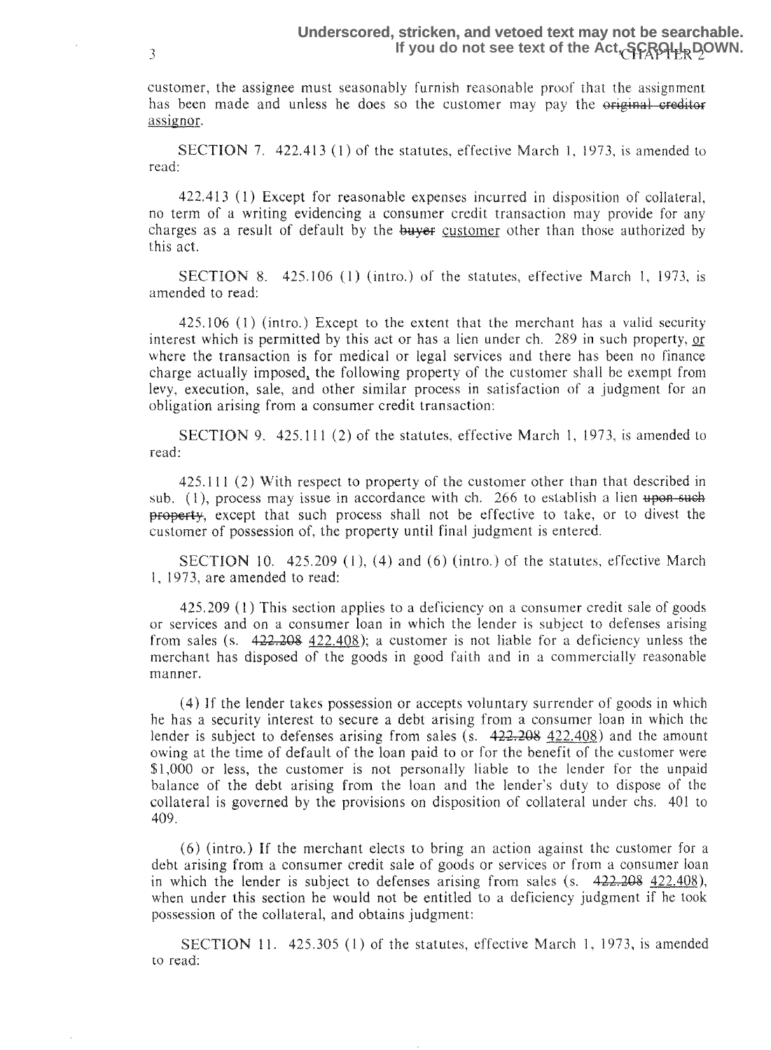customer, the assignee must seasonably furnish reasonable proof that the assignment has been made and unless he does so the customer may pay the ~~original creditor~~ <u>assignor</u>.

SECTION 7. 422.413 (1) of the statutes, effective March 1, 1973, is amended to read:

422.413 (1) Except for reasonable expenses incurred in disposition of collateral, no term of a writing evidencing a consumer credit transaction may provide for any charges as a result of default by the ~~buyer~~ <u>customer</u> other than those authorized by this act.

SECTION 8. 425.106 (1) (intro.) of the statutes, effective March 1, 1973, is amended to read:

425.106 (1) (intro.) Except to the extent that the merchant has a valid security interest which is permitted by this act or has a lien under ch. 289 in such property, <u>or</u> where the transaction is for medical or legal services and there has been no finance charge actually imposed, the following property of the customer shall be exempt from levy, execution, sale, and other similar process in satisfaction of a judgment for an obligation arising from a consumer credit transaction:

SECTION 9. 425.111 (2) of the statutes, effective March 1, 1973, is amended to read:

425.111 (2) With respect to property of the customer other than that described in sub. (1), process may issue in accordance with ch. 266 to establish a lien ~~upon such property~~, except that such process shall not be effective to take, or to divest the customer of possession of, the property until final judgment is entered.

SECTION 10. 425.209 (1), (4) and (6) (intro.) of the statutes, effective March 1, 1973, are amended to read:

425.209 (1) This section applies to a deficiency on a consumer credit sale of goods or services and on a consumer loan in which the lender is subject to defenses arising from sales (s. ~~422.208~~ <u>422.408</u>); a customer is not liable for a deficiency unless the merchant has disposed of the goods in good faith and in a commercially reasonable manner.

(4) If the lender takes possession or accepts voluntary surrender of goods in which he has a security interest to secure a debt arising from a consumer loan in which the lender is subject to defenses arising from sales (s. ~~422.208~~ <u>422.408</u>) and the amount owing at the time of default of the loan paid to or for the benefit of the customer were $1,000 or less, the customer is not personally liable to the lender for the unpaid balance of the debt arising from the loan and the lender's duty to dispose of the collateral is governed by the provisions on disposition of collateral under chs. 401 to 409.

(6) (intro.) If the merchant elects to bring an action against the customer for a debt arising from a consumer credit sale of goods or services or from a consumer loan in which the lender is subject to defenses arising from sales (s. ~~422.208~~ <u>422.408</u>), when under this section he would not be entitled to a deficiency judgment if he took possession of the collateral, and obtains judgment:

SECTION 11. 425.305 (1) of the statutes, effective March 1, 1973, is amended to read: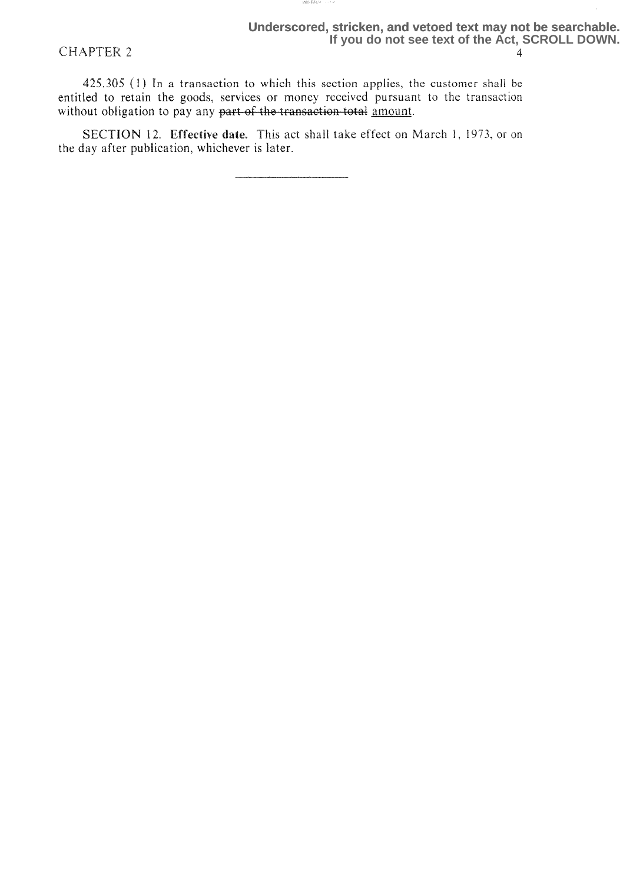425.305 (1) In a transaction to which this section applies, the customer shall be entitled to retain the goods, services or money received pursuant to the transaction without obligation to pay any ~~part of the transaction total~~ <u>amount</u>.

SECTION 12. **Effective date.** This act shall take effect on March 1, 1973, or on the day after publication, whichever is later.